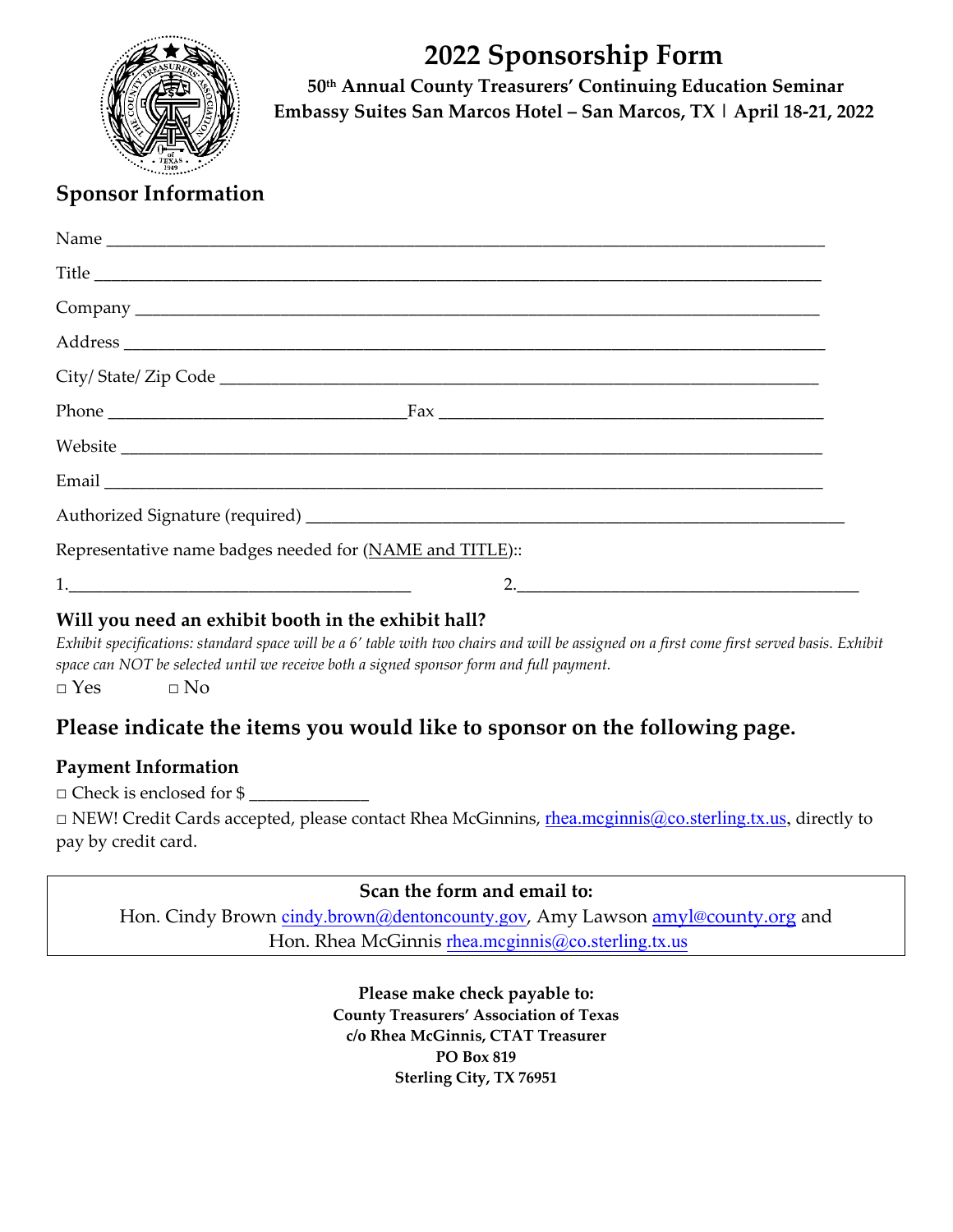# 2022 Sponsorship Form

**50th Annual County Treasurers' Continuing Education Seminar**
**Embassy Suites San Marcos Hotel – San Marcos, TX | April 18-21, 2022**

## Sponsor Information

Name ____________________________________________________________________________

Title _____________________________________________________________________________

Company _________________________________________________________________________

Address __________________________________________________________________________

City/ State/ Zip Code _______________________________________________________________

Phone ________________________________Fax __________________________________________

Website __________________________________________________________________________

Email ____________________________________________________________________________

Authorized Signature (required) ______________________________________________________

Representative name badges needed for (NAME and TITLE)::

1.____________________________________ 2.____________________________________

### Will you need an exhibit booth in the exhibit hall?

*Exhibit specifications: standard space will be a 6' table with two chairs and will be assigned on a first come first served basis. Exhibit space can NOT be selected until we receive both a signed sponsor form and full payment.*

□ Yes □ No

## Please indicate the items you would like to sponsor on the following page.

### Payment Information

□ Check is enclosed for $ _____________

□ NEW! Credit Cards accepted, please contact Rhea McGinnins, rhea.mcginnis@co.sterling.tx.us, directly to pay by credit card.

**Scan the form and email to:**
Hon. Cindy Brown cindy.brown@dentoncounty.gov, Amy Lawson amyl@county.org and Hon. Rhea McGinnis rhea.mcginnis@co.sterling.tx.us

**Please make check payable to:**
**County Treasurers' Association of Texas**
**c/o Rhea McGinnis, CTAT Treasurer**
**PO Box 819**
**Sterling City, TX 76951**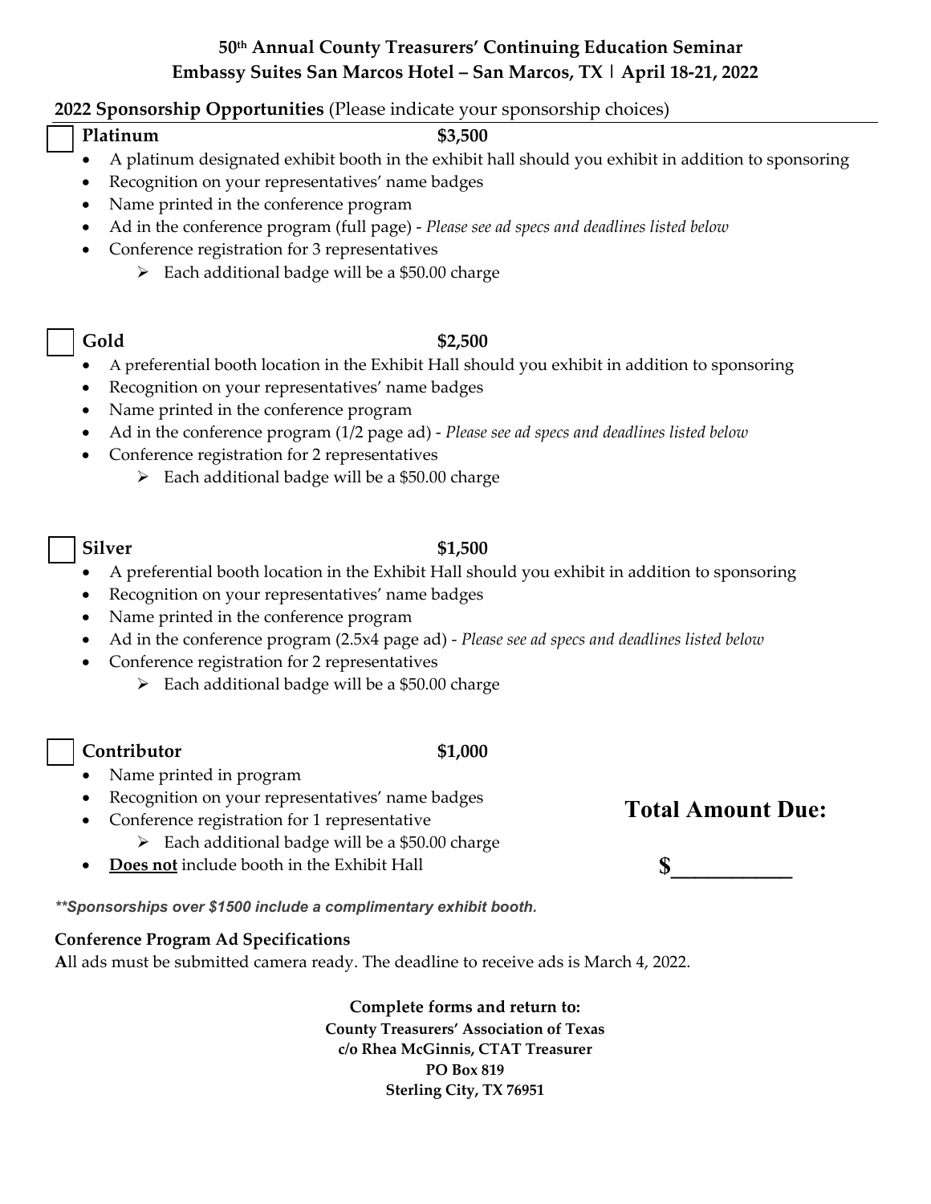**50th Annual County Treasurers' Continuing Education Seminar**
**Embassy Suites San Marcos Hotel – San Marcos, TX | April 18-21, 2022**

**2022 Sponsorship Opportunities** (Please indicate your sponsorship choices)

☐ **Platinum** **$3,500**

- A platinum designated exhibit booth in the exhibit hall should you exhibit in addition to sponsoring
- Recognition on your representatives' name badges
- Name printed in the conference program
- Ad in the conference program (full page) - *Please see ad specs and deadlines listed below*
- Conference registration for 3 representatives
  - Each additional badge will be a $50.00 charge

☐ **Gold** **$2,500**

- A preferential booth location in the Exhibit Hall should you exhibit in addition to sponsoring
- Recognition on your representatives' name badges
- Name printed in the conference program
- Ad in the conference program (1/2 page ad) - *Please see ad specs and deadlines listed below*
- Conference registration for 2 representatives
  - Each additional badge will be a $50.00 charge

☐ **Silver** **$1,500**

- A preferential booth location in the Exhibit Hall should you exhibit in addition to sponsoring
- Recognition on your representatives' name badges
- Name printed in the conference program
- Ad in the conference program (2.5x4 page ad) - *Please see ad specs and deadlines listed below*
- Conference registration for 2 representatives
  - Each additional badge will be a $50.00 charge

☐ **Contributor** **$1,000**

- Name printed in program
- Recognition on your representatives' name badges
- Conference registration for 1 representative
  - Each additional badge will be a $50.00 charge
- **<u>Does not</u>** include booth in the Exhibit Hall

**Total Amount Due:**

**$___________**

***\*\*Sponsorships over $1500 include a complimentary exhibit booth.***

**Conference Program Ad Specifications**

All ads must be submitted camera ready. The deadline to receive ads is March 4, 2022.

**Complete forms and return to:**
**County Treasurers' Association of Texas**
**c/o Rhea McGinnis, CTAT Treasurer**
**PO Box 819**
**Sterling City, TX 76951**